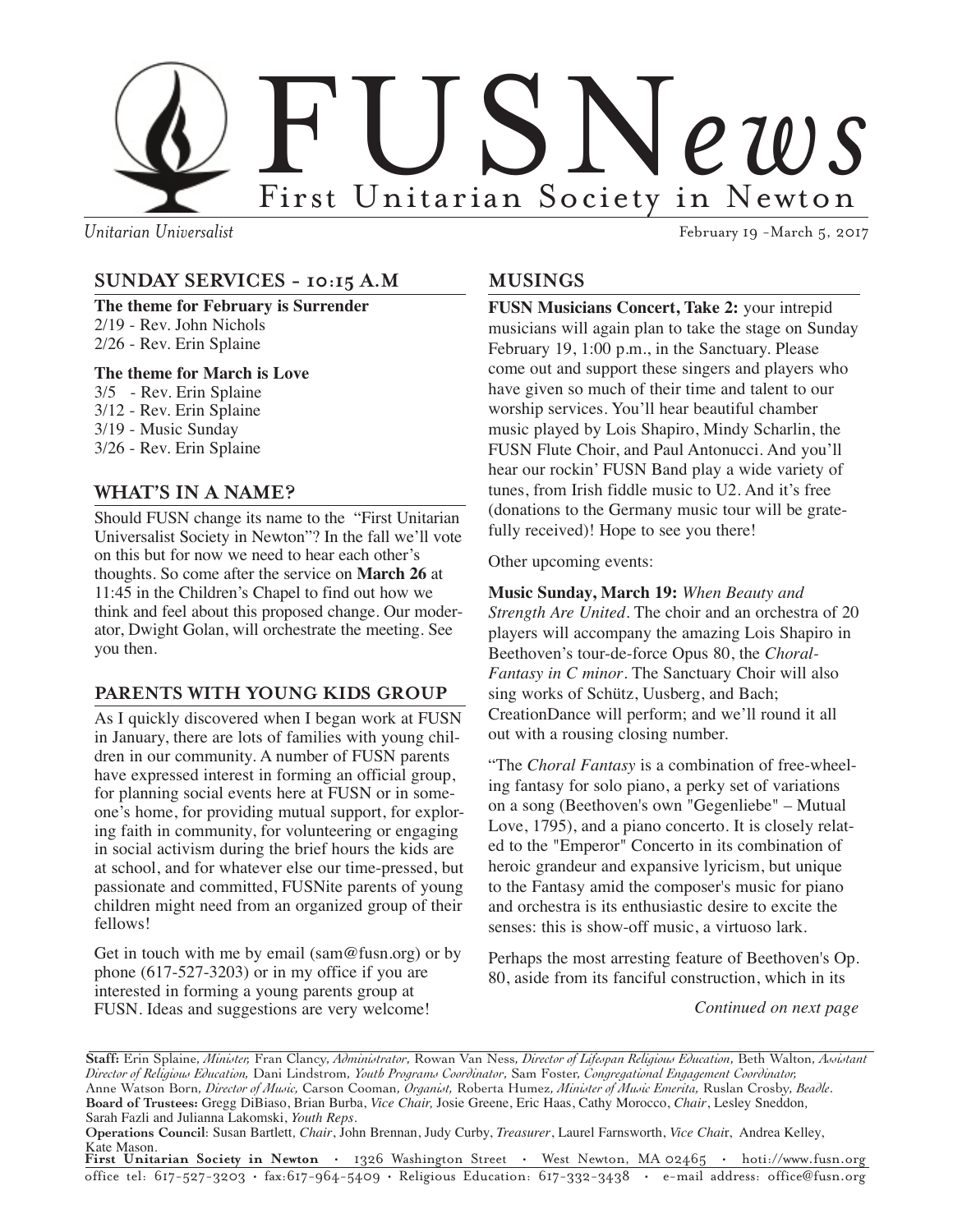# FUSNews

First Unitarian Society in Newton

*Unitarian Universalist*

February 19 -March 5, 2017

## SUNDAY SERVICES - 10:15 A.M

**The theme for February is Surrender**

2/19 - Rev. John Nichols
2/26 - Rev. Erin Splaine

**The theme for March is Love**

3/5 - Rev. Erin Splaine
3/12 - Rev. Erin Splaine
3/19 - Music Sunday
3/26 - Rev. Erin Splaine

## WHAT'S IN A NAME?

Should FUSN change its name to the "First Unitarian Universalist Society in Newton"? In the fall we'll vote on this but for now we need to hear each other's thoughts. So come after the service on **March 26** at 11:45 in the Children's Chapel to find out how we think and feel about this proposed change. Our moderator, Dwight Golan, will orchestrate the meeting. See you then.

## PARENTS WITH YOUNG KIDS GROUP

As I quickly discovered when I began work at FUSN in January, there are lots of families with young children in our community. A number of FUSN parents have expressed interest in forming an official group, for planning social events here at FUSN or in someone's home, for providing mutual support, for exploring faith in community, for volunteering or engaging in social activism during the brief hours the kids are at school, and for whatever else our time-pressed, but passionate and committed, FUSNite parents of young children might need from an organized group of their fellows!

Get in touch with me by email (sam@fusn.org) or by phone (617-527-3203) or in my office if you are interested in forming a young parents group at FUSN. Ideas and suggestions are very welcome!

## MUSINGS

**FUSN Musicians Concert, Take 2:** your intrepid musicians will again plan to take the stage on Sunday February 19, 1:00 p.m., in the Sanctuary. Please come out and support these singers and players who have given so much of their time and talent to our worship services. You'll hear beautiful chamber music played by Lois Shapiro, Mindy Scharlin, the FUSN Flute Choir, and Paul Antonucci. And you'll hear our rockin' FUSN Band play a wide variety of tunes, from Irish fiddle music to U2. And it's free (donations to the Germany music tour will be gratefully received)! Hope to see you there!

Other upcoming events:

**Music Sunday, March 19:** *When Beauty and Strength Are United*. The choir and an orchestra of 20 players will accompany the amazing Lois Shapiro in Beethoven's tour-de-force Opus 80, the *Choral-Fantasy in C minor*. The Sanctuary Choir will also sing works of Schütz, Uusberg, and Bach; CreationDance will perform; and we'll round it all out with a rousing closing number.

"The *Choral Fantasy* is a combination of free-wheeling fantasy for solo piano, a perky set of variations on a song (Beethoven's own "Gegenliebe" – Mutual Love, 1795), and a piano concerto. It is closely related to the "Emperor" Concerto in its combination of heroic grandeur and expansive lyricism, but unique to the Fantasy amid the composer's music for piano and orchestra is its enthusiastic desire to excite the senses: this is show-off music, a virtuoso lark.

Perhaps the most arresting feature of Beethoven's Op. 80, aside from its fanciful construction, which in its

*Continued on next page*

**Staff:** Erin Splaine, *Minister,* Fran Clancy, *Administrator*, Rowan Van Ness, *Director of Lifespan Religious Education*, Beth Walton, *Assistant Director of Religious Education,* Dani Lindstrom, *Youth Programs Coordinator*, Sam Foster, *Congregational Engagement Coordinator,* Anne Watson Born, *Director of Music,* Carson Cooman, *Organist,* Roberta Humez, *Minister of Music Emerita,* Ruslan Crosby, *Beadle*.
**Board of Trustees:** Gregg DiBiaso, Brian Burba, *Vice Chair,* Josie Greene, Eric Haas, Cathy Morocco, *Chair*, Lesley Sneddon, Sarah Fazli and Julianna Lakomski, *Youth Reps*.
**Operations Council**: Susan Bartlett, *Chair*, John Brennan, Judy Curby, *Treasurer*, Laurel Farnsworth, *Vice Chair*, Andrea Kelley, Kate Mason.
**First Unitarian Society in Newton** • 1326 Washington Street • West Newton, MA 02465 • hoti://www.fusn.org
office tel: 617-527-3203 • fax:617-964-5409 • Religious Education: 617-332-3438 • e-mail address: office@fusn.org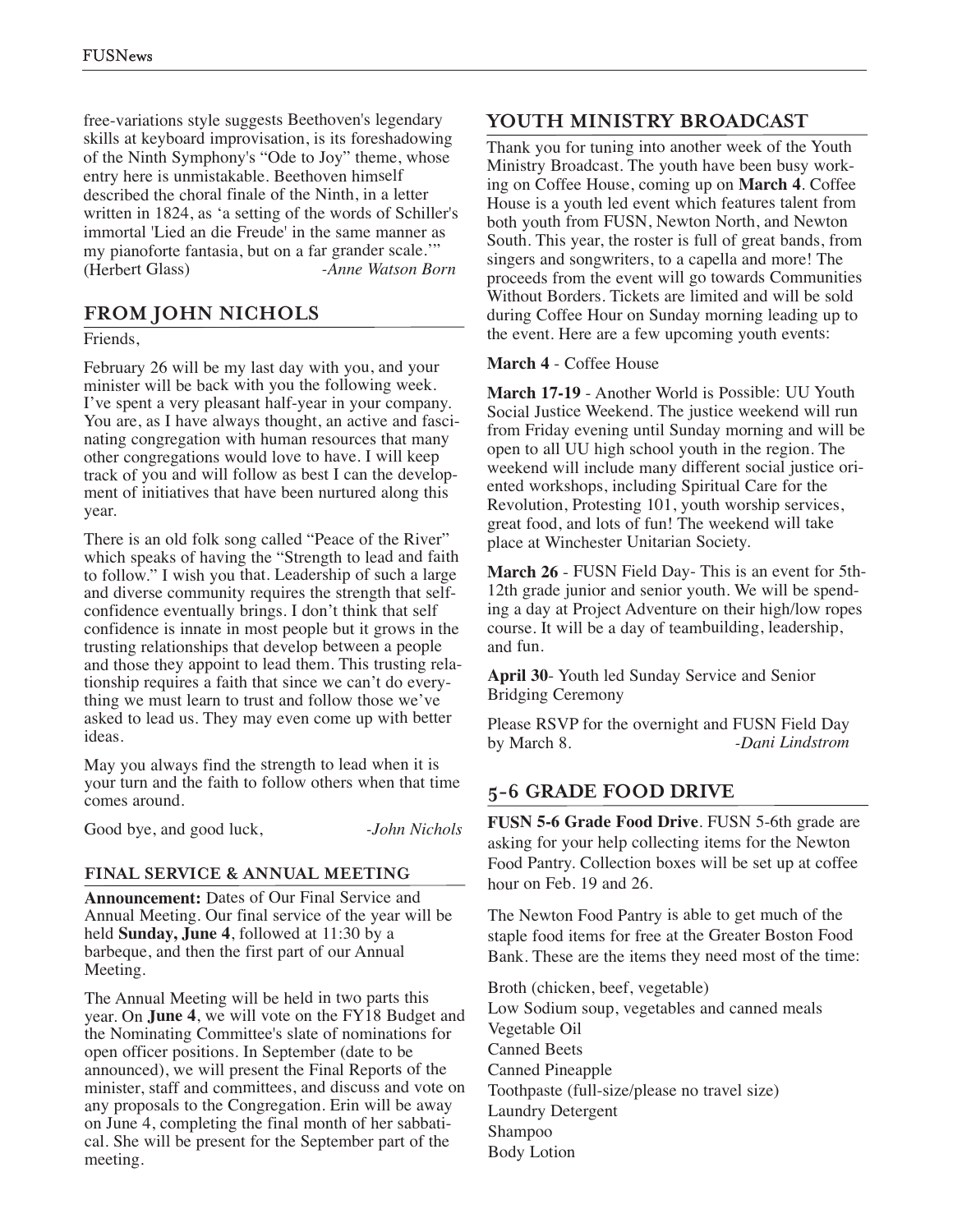free-variations style suggests Beethoven's legendary skills at keyboard improvisation, is its foreshadowing of the Ninth Symphony's "Ode to Joy" theme, whose entry here is unmistakable. Beethoven himself described the choral finale of the Ninth, in a letter written in 1824, as 'a setting of the words of Schiller's immortal 'Lied an die Freude' in the same manner as my pianoforte fantasia, but on a far grander scale.'" (Herbert Glass) *-Anne Watson Born*

## FROM JOHN NICHOLS

Friends,

February 26 will be my last day with you, and your minister will be back with you the following week. I've spent a very pleasant half-year in your company. You are, as I have always thought, an active and fascinating congregation with human resources that many other congregations would love to have. I will keep track of you and will follow as best I can the development of initiatives that have been nurtured along this year.

There is an old folk song called "Peace of the River" which speaks of having the "Strength to lead and faith to follow." I wish you that. Leadership of such a large and diverse community requires the strength that self-confidence eventually brings. I don't think that self confidence is innate in most people but it grows in the trusting relationships that develop between a people and those they appoint to lead them. This trusting relationship requires a faith that since we can't do everything we must learn to trust and follow those we've asked to lead us. They may even come up with better ideas.

May you always find the strength to lead when it is your turn and the faith to follow others when that time comes around.

Good bye, and good luck, *-John Nichols*

### FINAL SERVICE & ANNUAL MEETING

**Announcement:** Dates of Our Final Service and Annual Meeting. Our final service of the year will be held **Sunday, June 4**, followed at 11:30 by a barbeque, and then the first part of our Annual Meeting.

The Annual Meeting will be held in two parts this year. On **June 4**, we will vote on the FY18 Budget and the Nominating Committee's slate of nominations for open officer positions. In September (date to be announced), we will present the Final Reports of the minister, staff and committees, and discuss and vote on any proposals to the Congregation. Erin will be away on June 4, completing the final month of her sabbatical. She will be present for the September part of the meeting.

## YOUTH MINISTRY BROADCAST

Thank you for tuning into another week of the Youth Ministry Broadcast. The youth have been busy working on Coffee House, coming up on **March 4**. Coffee House is a youth led event which features talent from both youth from FUSN, Newton North, and Newton South. This year, the roster is full of great bands, from singers and songwriters, to a capella and more! The proceeds from the event will go towards Communities Without Borders. Tickets are limited and will be sold during Coffee Hour on Sunday morning leading up to the event. Here are a few upcoming youth events:

**March 4** - Coffee House

**March 17-19** - Another World is Possible: UU Youth Social Justice Weekend. The justice weekend will run from Friday evening until Sunday morning and will be open to all UU high school youth in the region. The weekend will include many different social justice oriented workshops, including Spiritual Care for the Revolution, Protesting 101, youth worship services, great food, and lots of fun! The weekend will take place at Winchester Unitarian Society.

**March 26** - FUSN Field Day- This is an event for 5th-12th grade junior and senior youth. We will be spending a day at Project Adventure on their high/low ropes course. It will be a day of teambuilding, leadership, and fun.

**April 30**- Youth led Sunday Service and Senior Bridging Ceremony

Please RSVP for the overnight and FUSN Field Day by March 8. *-Dani Lindstrom*

## 5-6 GRADE FOOD DRIVE

**FUSN 5-6 Grade Food Drive**. FUSN 5-6th grade are asking for your help collecting items for the Newton Food Pantry. Collection boxes will be set up at coffee hour on Feb. 19 and 26.

The Newton Food Pantry is able to get much of the staple food items for free at the Greater Boston Food Bank. These are the items they need most of the time:

Broth (chicken, beef, vegetable)
Low Sodium soup, vegetables and canned meals
Vegetable Oil
Canned Beets
Canned Pineapple
Toothpaste (full-size/please no travel size)
Laundry Detergent
Shampoo
Body Lotion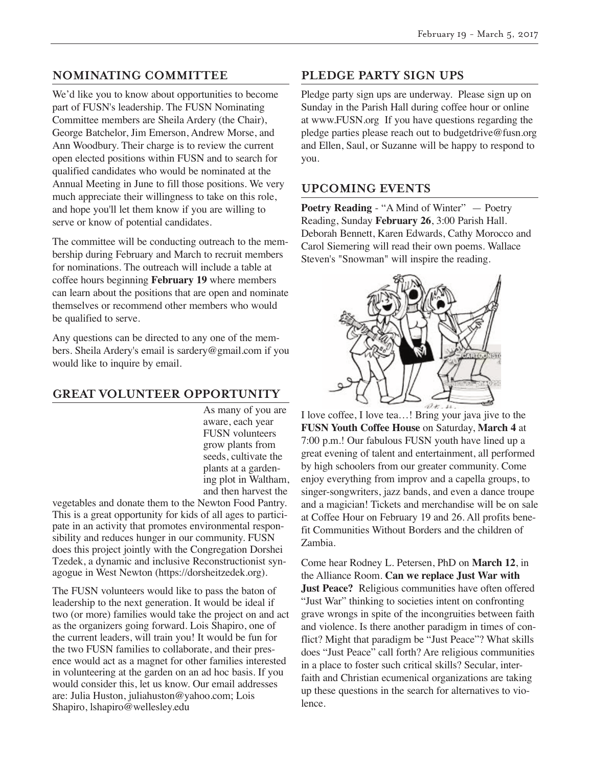## NOMINATING COMMITTEE

We'd like you to know about opportunities to become part of FUSN's leadership. The FUSN Nominating Committee members are Sheila Ardery (the Chair), George Batchelor, Jim Emerson, Andrew Morse, and Ann Woodbury. Their charge is to review the current open elected positions within FUSN and to search for qualified candidates who would be nominated at the Annual Meeting in June to fill those positions. We very much appreciate their willingness to take on this role, and hope you'll let them know if you are willing to serve or know of potential candidates.

The committee will be conducting outreach to the membership during February and March to recruit members for nominations. The outreach will include a table at coffee hours beginning **February 19** where members can learn about the positions that are open and nominate themselves or recommend other members who would be qualified to serve.

Any questions can be directed to any one of the members. Sheila Ardery's email is sardery@gmail.com if you would like to inquire by email.

## GREAT VOLUNTEER OPPORTUNITY

As many of you are aware, each year FUSN volunteers grow plants from seeds, cultivate the plants at a gardening plot in Waltham, and then harvest the vegetables and donate them to the Newton Food Pantry. This is a great opportunity for kids of all ages to participate in an activity that promotes environmental responsibility and reduces hunger in our community. FUSN does this project jointly with the Congregation Dorshei Tzedek, a dynamic and inclusive Reconstructionist synagogue in West Newton (https://dorsheitzedek.org).

The FUSN volunteers would like to pass the baton of leadership to the next generation. It would be ideal if two (or more) families would take the project on and act as the organizers going forward. Lois Shapiro, one of the current leaders, will train you! It would be fun for the two FUSN families to collaborate, and their presence would act as a magnet for other families interested in volunteering at the garden on an ad hoc basis. If you would consider this, let us know. Our email addresses are: Julia Huston, juliahuston@yahoo.com; Lois Shapiro, lshapiro@wellesley.edu

## PLEDGE PARTY SIGN UPS

Pledge party sign ups are underway. Please sign up on Sunday in the Parish Hall during coffee hour or online at www.FUSN.org If you have questions regarding the pledge parties please reach out to budgetdrive@fusn.org and Ellen, Saul, or Suzanne will be happy to respond to you.

## UPCOMING EVENTS

**Poetry Reading** - "A Mind of Winter" — Poetry Reading, Sunday **February 26**, 3:00 Parish Hall. Deborah Bennett, Karen Edwards, Cathy Morocco and Carol Siemering will read their own poems. Wallace Steven's "Snowman" will inspire the reading.

I love coffee, I love tea…! Bring your java jive to the **FUSN Youth Coffee House** on Saturday, **March 4** at 7:00 p.m.! Our fabulous FUSN youth have lined up a great evening of talent and entertainment, all performed by high schoolers from our greater community. Come enjoy everything from improv and a capella groups, to singer-songwriters, jazz bands, and even a dance troupe and a magician! Tickets and merchandise will be on sale at Coffee Hour on February 19 and 26. All profits benefit Communities Without Borders and the children of Zambia.

Come hear Rodney L. Petersen, PhD on **March 12**, in the Alliance Room. **Can we replace Just War with Just Peace?** Religious communities have often offered "Just War" thinking to societies intent on confronting grave wrongs in spite of the incongruities between faith and violence. Is there another paradigm in times of conflict? Might that paradigm be "Just Peace"? What skills does "Just Peace" call forth? Are religious communities in a place to foster such critical skills? Secular, interfaith and Christian ecumenical organizations are taking up these questions in the search for alternatives to violence.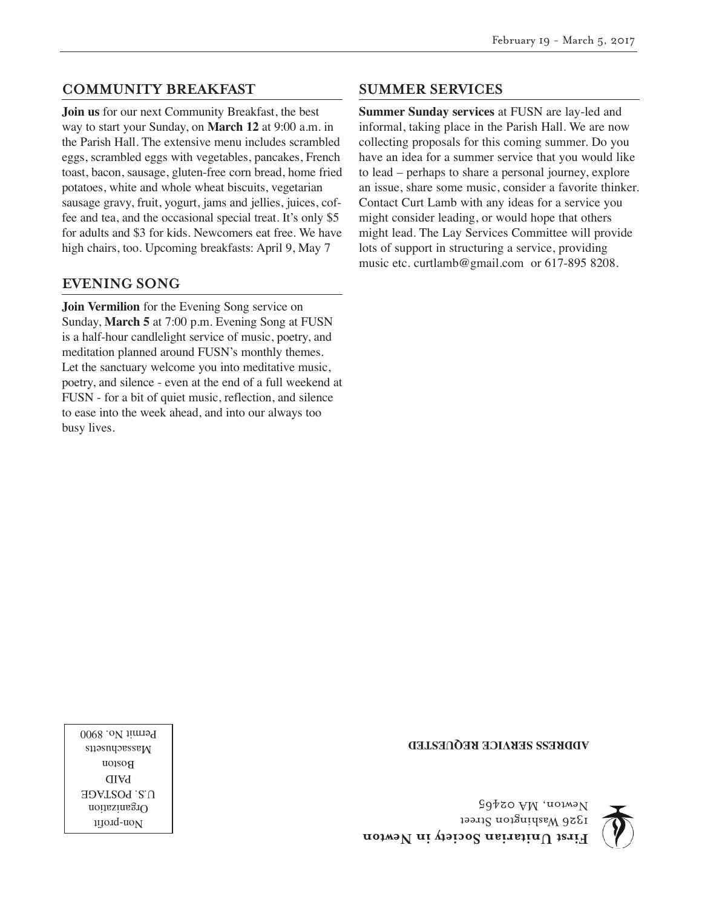## COMMUNITY BREAKFAST

**Join us** for our next Community Breakfast, the best way to start your Sunday, on **March 12** at 9:00 a.m. in the Parish Hall. The extensive menu includes scrambled eggs, scrambled eggs with vegetables, pancakes, French toast, bacon, sausage, gluten-free corn bread, home fried potatoes, white and whole wheat biscuits, vegetarian sausage gravy, fruit, yogurt, jams and jellies, juices, coffee and tea, and the occasional special treat. It's only $5 for adults and $3 for kids. Newcomers eat free. We have high chairs, too. Upcoming breakfasts: April 9, May 7

## EVENING SONG

**Join Vermilion** for the Evening Song service on Sunday, **March 5** at 7:00 p.m. Evening Song at FUSN is a half-hour candlelight service of music, poetry, and meditation planned around FUSN's monthly themes. Let the sanctuary welcome you into meditative music, poetry, and silence - even at the end of a full weekend at FUSN - for a bit of quiet music, reflection, and silence to ease into the week ahead, and into our always too busy lives.

## SUMMER SERVICES

**Summer Sunday services** at FUSN are lay-led and informal, taking place in the Parish Hall. We are now collecting proposals for this coming summer. Do you have an idea for a summer service that you would like to lead – perhaps to share a personal journey, explore an issue, share some music, consider a favorite thinker. Contact Curt Lamb with any ideas for a service you might consider leading, or would hope that others might lead. The Lay Services Committee will provide lots of support in structuring a service, providing music etc. curtlamb@gmail.com or 617-895 8208.

Non-profit
Organization
U.S. POSTAGE
PAID
Boston
Massachusetts
Permit No. 8900

**ADDRESS SERVICE REQUESTED**

**First Unitarian Society in Newton**
1326 Washington Street
Newton, MA 02465